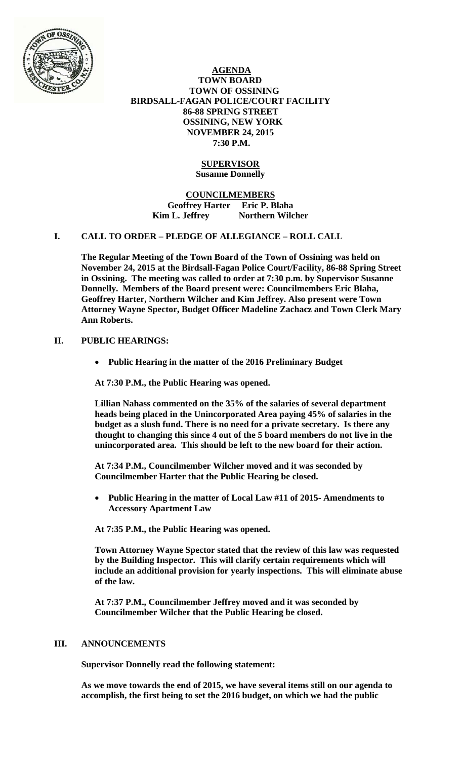**AGENDA**
**TOWN BOARD**
**TOWN OF OSSINING**
**BIRDSALL-FAGAN POLICE/COURT FACILITY**
**86-88 SPRING STREET**
**OSSINING, NEW YORK**
**NOVEMBER 24, 2015**
**7:30 P.M.**

**SUPERVISOR**
**Susanne Donnelly**

**COUNCILMEMBERS**
**Geoffrey Harter Eric P. Blaha**
**Kim L. Jeffrey Northern Wilcher**

## I. CALL TO ORDER – PLEDGE OF ALLEGIANCE – ROLL CALL

**The Regular Meeting of the Town Board of the Town of Ossining was held on November 24, 2015 at the Birdsall-Fagan Police Court/Facility, 86-88 Spring Street in Ossining. The meeting was called to order at 7:30 p.m. by Supervisor Susanne Donnelly. Members of the Board present were: Councilmembers Eric Blaha, Geoffrey Harter, Northern Wilcher and Kim Jeffrey. Also present were Town Attorney Wayne Spector, Budget Officer Madeline Zachacz and Town Clerk Mary Ann Roberts.**

## II. PUBLIC HEARINGS:

- **Public Hearing in the matter of the 2016 Preliminary Budget**

**At 7:30 P.M., the Public Hearing was opened.**

**Lillian Nahass commented on the 35% of the salaries of several department heads being placed in the Unincorporated Area paying 45% of salaries in the budget as a slush fund. There is no need for a private secretary. Is there any thought to changing this since 4 out of the 5 board members do not live in the unincorporated area. This should be left to the new board for their action.**

**At 7:34 P.M., Councilmember Wilcher moved and it was seconded by Councilmember Harter that the Public Hearing be closed.**

- **Public Hearing in the matter of Local Law #11 of 2015- Amendments to Accessory Apartment Law**

**At 7:35 P.M., the Public Hearing was opened.**

**Town Attorney Wayne Spector stated that the review of this law was requested by the Building Inspector. This will clarify certain requirements which will include an additional provision for yearly inspections. This will eliminate abuse of the law.**

**At 7:37 P.M., Councilmember Jeffrey moved and it was seconded by Councilmember Wilcher that the Public Hearing be closed.**

## III. ANNOUNCEMENTS

**Supervisor Donnelly read the following statement:**

**As we move towards the end of 2015, we have several items still on our agenda to accomplish, the first being to set the 2016 budget, on which we had the public**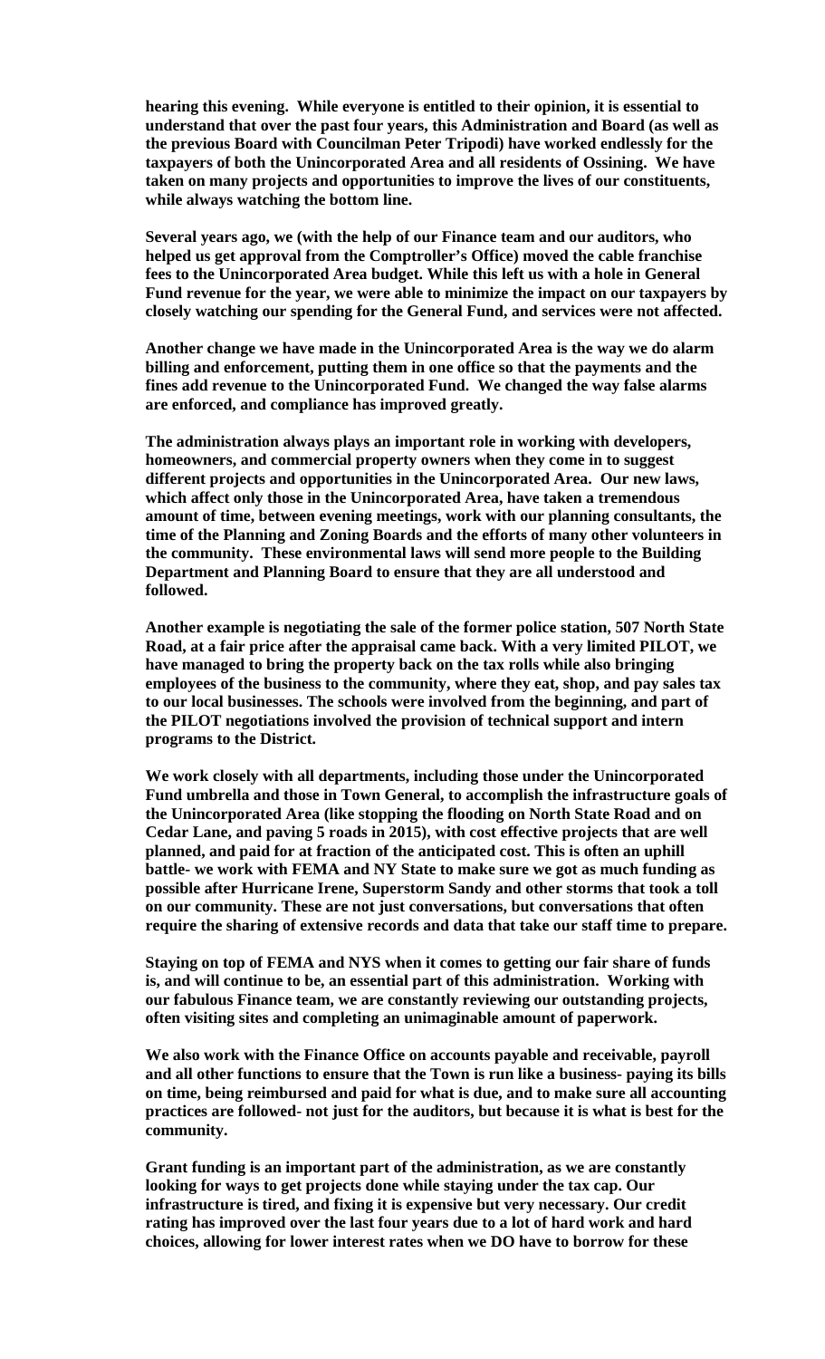**hearing this evening. While everyone is entitled to their opinion, it is essential to understand that over the past four years, this Administration and Board (as well as the previous Board with Councilman Peter Tripodi) have worked endlessly for the taxpayers of both the Unincorporated Area and all residents of Ossining. We have taken on many projects and opportunities to improve the lives of our constituents, while always watching the bottom line.**

**Several years ago, we (with the help of our Finance team and our auditors, who helped us get approval from the Comptroller's Office) moved the cable franchise fees to the Unincorporated Area budget. While this left us with a hole in General Fund revenue for the year, we were able to minimize the impact on our taxpayers by closely watching our spending for the General Fund, and services were not affected.**

**Another change we have made in the Unincorporated Area is the way we do alarm billing and enforcement, putting them in one office so that the payments and the fines add revenue to the Unincorporated Fund. We changed the way false alarms are enforced, and compliance has improved greatly.**

**The administration always plays an important role in working with developers, homeowners, and commercial property owners when they come in to suggest different projects and opportunities in the Unincorporated Area. Our new laws, which affect only those in the Unincorporated Area, have taken a tremendous amount of time, between evening meetings, work with our planning consultants, the time of the Planning and Zoning Boards and the efforts of many other volunteers in the community. These environmental laws will send more people to the Building Department and Planning Board to ensure that they are all understood and followed.**

**Another example is negotiating the sale of the former police station, 507 North State Road, at a fair price after the appraisal came back. With a very limited PILOT, we have managed to bring the property back on the tax rolls while also bringing employees of the business to the community, where they eat, shop, and pay sales tax to our local businesses. The schools were involved from the beginning, and part of the PILOT negotiations involved the provision of technical support and intern programs to the District.**

**We work closely with all departments, including those under the Unincorporated Fund umbrella and those in Town General, to accomplish the infrastructure goals of the Unincorporated Area (like stopping the flooding on North State Road and on Cedar Lane, and paving 5 roads in 2015), with cost effective projects that are well planned, and paid for at fraction of the anticipated cost. This is often an uphill battle- we work with FEMA and NY State to make sure we got as much funding as possible after Hurricane Irene, Superstorm Sandy and other storms that took a toll on our community. These are not just conversations, but conversations that often require the sharing of extensive records and data that take our staff time to prepare.**

**Staying on top of FEMA and NYS when it comes to getting our fair share of funds is, and will continue to be, an essential part of this administration. Working with our fabulous Finance team, we are constantly reviewing our outstanding projects, often visiting sites and completing an unimaginable amount of paperwork.**

**We also work with the Finance Office on accounts payable and receivable, payroll and all other functions to ensure that the Town is run like a business- paying its bills on time, being reimbursed and paid for what is due, and to make sure all accounting practices are followed- not just for the auditors, but because it is what is best for the community.**

**Grant funding is an important part of the administration, as we are constantly looking for ways to get projects done while staying under the tax cap. Our infrastructure is tired, and fixing it is expensive but very necessary. Our credit rating has improved over the last four years due to a lot of hard work and hard choices, allowing for lower interest rates when we DO have to borrow for these**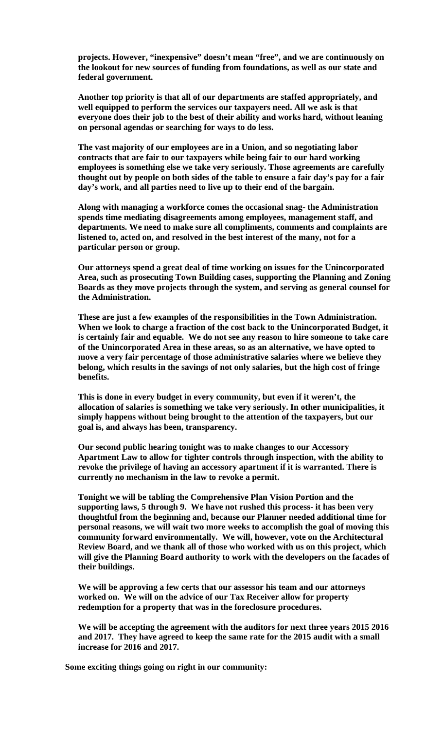**projects. However, "inexpensive" doesn't mean "free", and we are continuously on the lookout for new sources of funding from foundations, as well as our state and federal government.**

**Another top priority is that all of our departments are staffed appropriately, and well equipped to perform the services our taxpayers need. All we ask is that everyone does their job to the best of their ability and works hard, without leaning on personal agendas or searching for ways to do less.**

**The vast majority of our employees are in a Union, and so negotiating labor contracts that are fair to our taxpayers while being fair to our hard working employees is something else we take very seriously. Those agreements are carefully thought out by people on both sides of the table to ensure a fair day's pay for a fair day's work, and all parties need to live up to their end of the bargain.**

**Along with managing a workforce comes the occasional snag- the Administration spends time mediating disagreements among employees, management staff, and departments. We need to make sure all compliments, comments and complaints are listened to, acted on, and resolved in the best interest of the many, not for a particular person or group.**

**Our attorneys spend a great deal of time working on issues for the Unincorporated Area, such as prosecuting Town Building cases, supporting the Planning and Zoning Boards as they move projects through the system, and serving as general counsel for the Administration.**

**These are just a few examples of the responsibilities in the Town Administration. When we look to charge a fraction of the cost back to the Unincorporated Budget, it is certainly fair and equable. We do not see any reason to hire someone to take care of the Unincorporated Area in these areas, so as an alternative, we have opted to move a very fair percentage of those administrative salaries where we believe they belong, which results in the savings of not only salaries, but the high cost of fringe benefits.**

**This is done in every budget in every community, but even if it weren't, the allocation of salaries is something we take very seriously. In other municipalities, it simply happens without being brought to the attention of the taxpayers, but our goal is, and always has been, transparency.**

**Our second public hearing tonight was to make changes to our Accessory Apartment Law to allow for tighter controls through inspection, with the ability to revoke the privilege of having an accessory apartment if it is warranted. There is currently no mechanism in the law to revoke a permit.**

**Tonight we will be tabling the Comprehensive Plan Vision Portion and the supporting laws, 5 through 9. We have not rushed this process- it has been very thoughtful from the beginning and, because our Planner needed additional time for personal reasons, we will wait two more weeks to accomplish the goal of moving this community forward environmentally. We will, however, vote on the Architectural Review Board, and we thank all of those who worked with us on this project, which will give the Planning Board authority to work with the developers on the facades of their buildings.**

**We will be approving a few certs that our assessor his team and our attorneys worked on. We will on the advice of our Tax Receiver allow for property redemption for a property that was in the foreclosure procedures.**

**We will be accepting the agreement with the auditors for next three years 2015 2016 and 2017. They have agreed to keep the same rate for the 2015 audit with a small increase for 2016 and 2017.**

**Some exciting things going on right in our community:**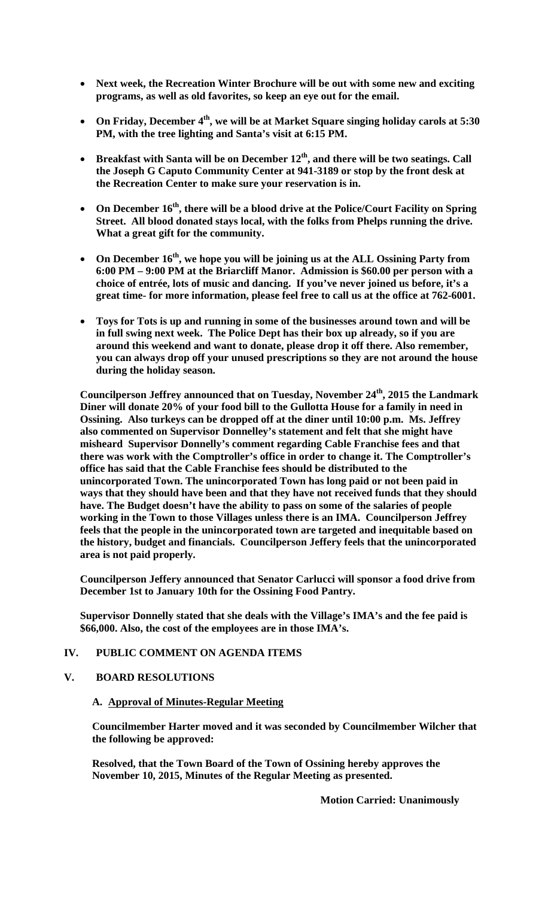- **Next week, the Recreation Winter Brochure will be out with some new and exciting programs, as well as old favorites, so keep an eye out for the email.**

- **On Friday, December 4th, we will be at Market Square singing holiday carols at 5:30 PM, with the tree lighting and Santa's visit at 6:15 PM.**

- **Breakfast with Santa will be on December 12th, and there will be two seatings. Call the Joseph G Caputo Community Center at 941-3189 or stop by the front desk at the Recreation Center to make sure your reservation is in.**

- **On December 16th, there will be a blood drive at the Police/Court Facility on Spring Street. All blood donated stays local, with the folks from Phelps running the drive. What a great gift for the community.**

- **On December 16th, we hope you will be joining us at the ALL Ossining Party from 6:00 PM – 9:00 PM at the Briarcliff Manor. Admission is $60.00 per person with a choice of entrée, lots of music and dancing. If you've never joined us before, it's a great time- for more information, please feel free to call us at the office at 762-6001.**

- **Toys for Tots is up and running in some of the businesses around town and will be in full swing next week. The Police Dept has their box up already, so if you are around this weekend and want to donate, please drop it off there. Also remember, you can always drop off your unused prescriptions so they are not around the house during the holiday season.**

**Councilperson Jeffrey announced that on Tuesday, November 24th, 2015 the Landmark Diner will donate 20% of your food bill to the Gullotta House for a family in need in Ossining. Also turkeys can be dropped off at the diner until 10:00 p.m. Ms. Jeffrey also commented on Supervisor Donnelley's statement and felt that she might have misheard Supervisor Donnelly's comment regarding Cable Franchise fees and that there was work with the Comptroller's office in order to change it. The Comptroller's office has said that the Cable Franchise fees should be distributed to the unincorporated Town. The unincorporated Town has long paid or not been paid in ways that they should have been and that they have not received funds that they should have. The Budget doesn't have the ability to pass on some of the salaries of people working in the Town to those Villages unless there is an IMA. Councilperson Jeffrey feels that the people in the unincorporated town are targeted and inequitable based on the history, budget and financials. Councilperson Jeffery feels that the unincorporated area is not paid properly.**

**Councilperson Jeffery announced that Senator Carlucci will sponsor a food drive from December 1st to January 10th for the Ossining Food Pantry.**

**Supervisor Donnelly stated that she deals with the Village's IMA's and the fee paid is $66,000. Also, the cost of the employees are in those IMA's.**

## IV. PUBLIC COMMENT ON AGENDA ITEMS

## V. BOARD RESOLUTIONS

### A. Approval of Minutes-Regular Meeting

**Councilmember Harter moved and it was seconded by Councilmember Wilcher that the following be approved:**

**Resolved, that the Town Board of the Town of Ossining hereby approves the November 10, 2015, Minutes of the Regular Meeting as presented.**

**Motion Carried: Unanimously**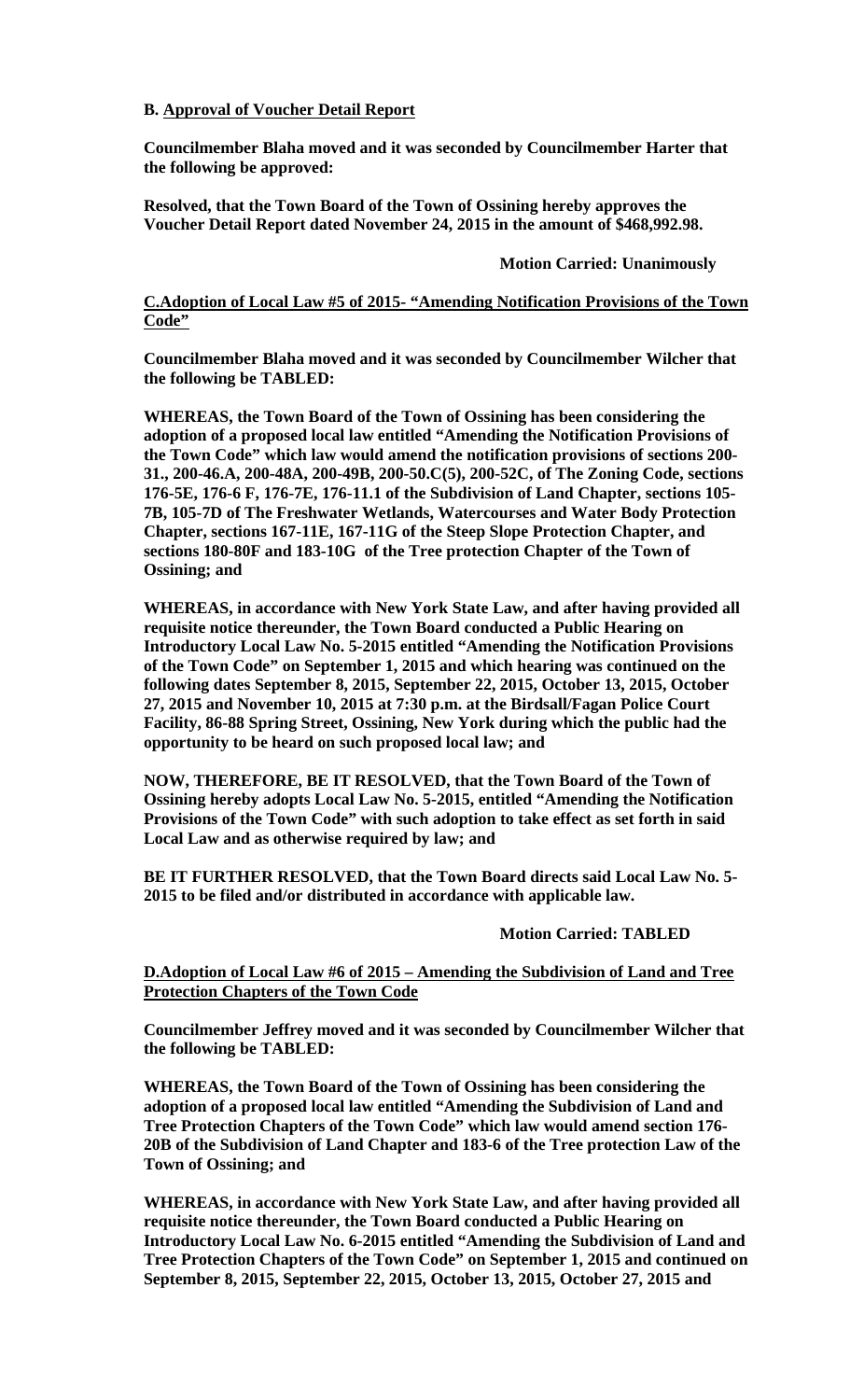**B. Approval of Voucher Detail Report**

**Councilmember Blaha moved and it was seconded by Councilmember Harter that the following be approved:**

**Resolved, that the Town Board of the Town of Ossining hereby approves the Voucher Detail Report dated November 24, 2015 in the amount of $468,992.98.**

**Motion Carried: Unanimously**

**C.Adoption of Local Law #5 of 2015- "Amending Notification Provisions of the Town Code"**

**Councilmember Blaha moved and it was seconded by Councilmember Wilcher that the following be TABLED:**

**WHEREAS, the Town Board of the Town of Ossining has been considering the adoption of a proposed local law entitled "Amending the Notification Provisions of the Town Code" which law would amend the notification provisions of sections 200-31., 200-46.A, 200-48A, 200-49B, 200-50.C(5), 200-52C, of The Zoning Code, sections 176-5E, 176-6 F, 176-7E, 176-11.1 of the Subdivision of Land Chapter, sections 105-7B, 105-7D of The Freshwater Wetlands, Watercourses and Water Body Protection Chapter, sections 167-11E, 167-11G of the Steep Slope Protection Chapter, and sections 180-80F and 183-10G of the Tree protection Chapter of the Town of Ossining; and**

**WHEREAS, in accordance with New York State Law, and after having provided all requisite notice thereunder, the Town Board conducted a Public Hearing on Introductory Local Law No. 5-2015 entitled "Amending the Notification Provisions of the Town Code" on September 1, 2015 and which hearing was continued on the following dates September 8, 2015, September 22, 2015, October 13, 2015, October 27, 2015 and November 10, 2015 at 7:30 p.m. at the Birdsall/Fagan Police Court Facility, 86-88 Spring Street, Ossining, New York during which the public had the opportunity to be heard on such proposed local law; and**

**NOW, THEREFORE, BE IT RESOLVED, that the Town Board of the Town of Ossining hereby adopts Local Law No. 5-2015, entitled "Amending the Notification Provisions of the Town Code" with such adoption to take effect as set forth in said Local Law and as otherwise required by law; and**

**BE IT FURTHER RESOLVED, that the Town Board directs said Local Law No. 5-2015 to be filed and/or distributed in accordance with applicable law.**

**Motion Carried: TABLED**

**D.Adoption of Local Law #6 of 2015 – Amending the Subdivision of Land and Tree Protection Chapters of the Town Code**

**Councilmember Jeffrey moved and it was seconded by Councilmember Wilcher that the following be TABLED:**

**WHEREAS, the Town Board of the Town of Ossining has been considering the adoption of a proposed local law entitled "Amending the Subdivision of Land and Tree Protection Chapters of the Town Code" which law would amend section 176-20B of the Subdivision of Land Chapter and 183-6 of the Tree protection Law of the Town of Ossining; and**

**WHEREAS, in accordance with New York State Law, and after having provided all requisite notice thereunder, the Town Board conducted a Public Hearing on Introductory Local Law No. 6-2015 entitled "Amending the Subdivision of Land and Tree Protection Chapters of the Town Code" on September 1, 2015 and continued on September 8, 2015, September 22, 2015, October 13, 2015, October 27, 2015 and**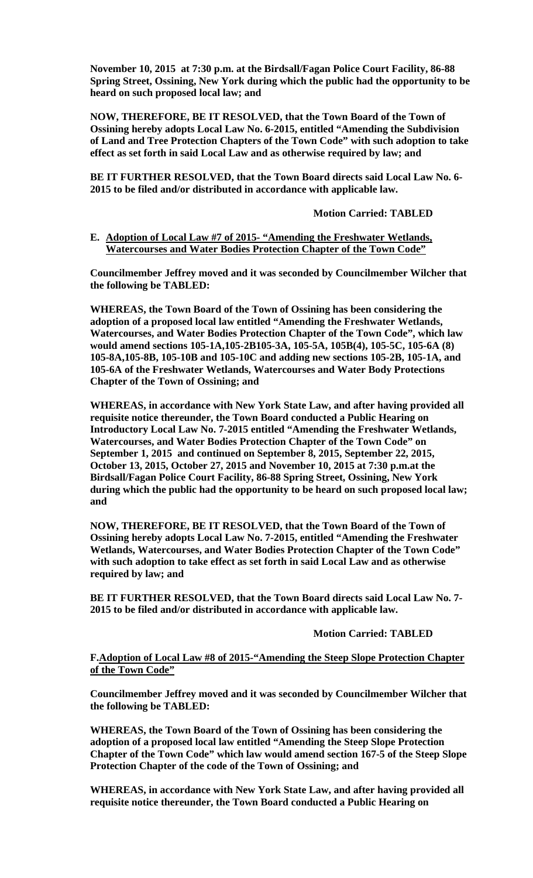**November 10, 2015 at 7:30 p.m. at the Birdsall/Fagan Police Court Facility, 86-88 Spring Street, Ossining, New York during which the public had the opportunity to be heard on such proposed local law; and**

**NOW, THEREFORE, BE IT RESOLVED, that the Town Board of the Town of Ossining hereby adopts Local Law No. 6-2015, entitled "Amending the Subdivision of Land and Tree Protection Chapters of the Town Code" with such adoption to take effect as set forth in said Local Law and as otherwise required by law; and**

**BE IT FURTHER RESOLVED, that the Town Board directs said Local Law No. 6-2015 to be filed and/or distributed in accordance with applicable law.**

**Motion Carried: TABLED**

**E. Adoption of Local Law #7 of 2015- "Amending the Freshwater Wetlands, Watercourses and Water Bodies Protection Chapter of the Town Code"**

**Councilmember Jeffrey moved and it was seconded by Councilmember Wilcher that the following be TABLED:**

**WHEREAS, the Town Board of the Town of Ossining has been considering the adoption of a proposed local law entitled "Amending the Freshwater Wetlands, Watercourses, and Water Bodies Protection Chapter of the Town Code", which law would amend sections 105-1A,105-2B105-3A, 105-5A, 105B(4), 105-5C, 105-6A (8) 105-8A,105-8B, 105-10B and 105-10C and adding new sections 105-2B, 105-1A, and 105-6A of the Freshwater Wetlands, Watercourses and Water Body Protections Chapter of the Town of Ossining; and**

**WHEREAS, in accordance with New York State Law, and after having provided all requisite notice thereunder, the Town Board conducted a Public Hearing on Introductory Local Law No. 7-2015 entitled "Amending the Freshwater Wetlands, Watercourses, and Water Bodies Protection Chapter of the Town Code" on September 1, 2015 and continued on September 8, 2015, September 22, 2015, October 13, 2015, October 27, 2015 and November 10, 2015 at 7:30 p.m.at the Birdsall/Fagan Police Court Facility, 86-88 Spring Street, Ossining, New York during which the public had the opportunity to be heard on such proposed local law; and**

**NOW, THEREFORE, BE IT RESOLVED, that the Town Board of the Town of Ossining hereby adopts Local Law No. 7-2015, entitled "Amending the Freshwater Wetlands, Watercourses, and Water Bodies Protection Chapter of the Town Code" with such adoption to take effect as set forth in said Local Law and as otherwise required by law; and**

**BE IT FURTHER RESOLVED, that the Town Board directs said Local Law No. 7-2015 to be filed and/or distributed in accordance with applicable law.**

**Motion Carried: TABLED**

**F. Adoption of Local Law #8 of 2015-"Amending the Steep Slope Protection Chapter of the Town Code"**

**Councilmember Jeffrey moved and it was seconded by Councilmember Wilcher that the following be TABLED:**

**WHEREAS, the Town Board of the Town of Ossining has been considering the adoption of a proposed local law entitled "Amending the Steep Slope Protection Chapter of the Town Code" which law would amend section 167-5 of the Steep Slope Protection Chapter of the code of the Town of Ossining; and**

**WHEREAS, in accordance with New York State Law, and after having provided all requisite notice thereunder, the Town Board conducted a Public Hearing on**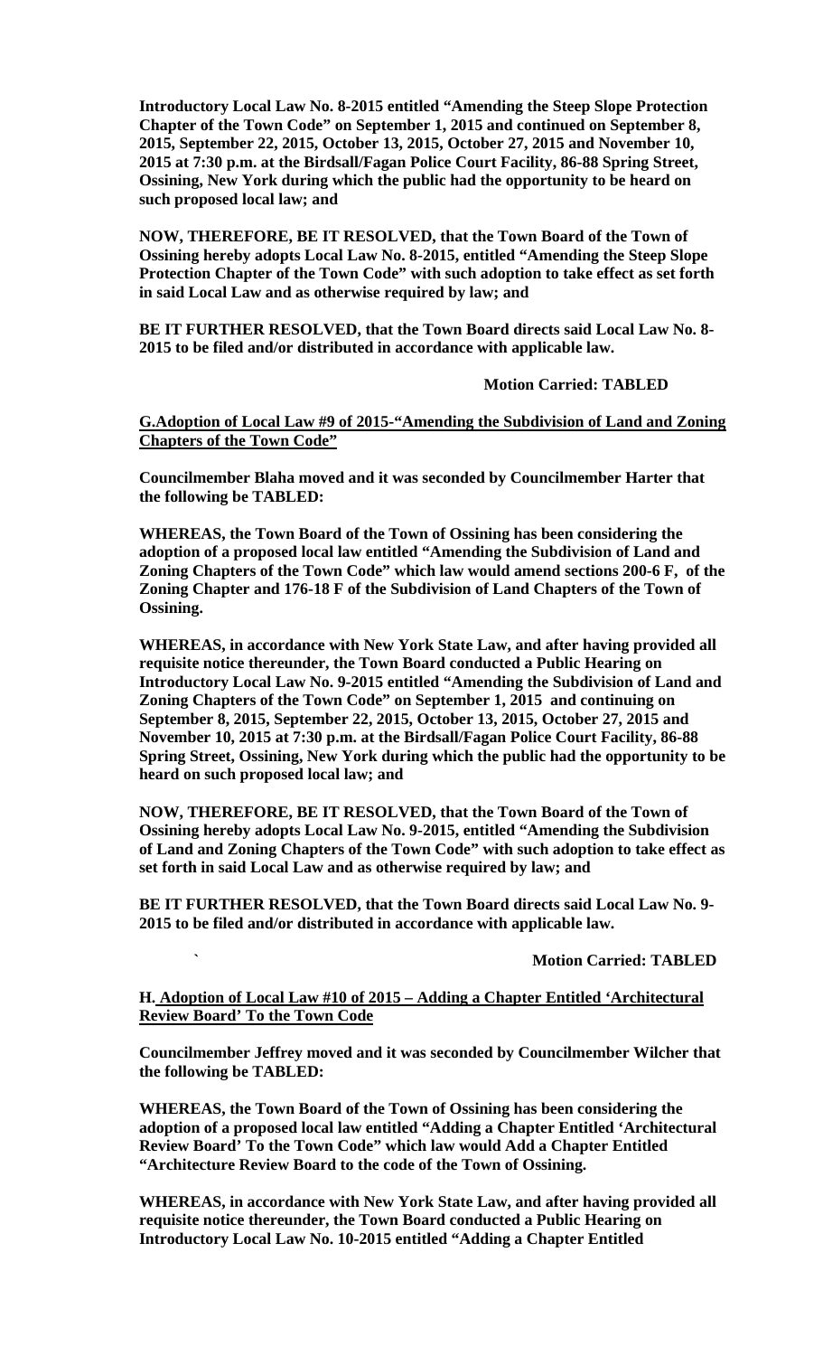**Introductory Local Law No. 8-2015 entitled "Amending the Steep Slope Protection Chapter of the Town Code" on September 1, 2015 and continued on September 8, 2015, September 22, 2015, October 13, 2015, October 27, 2015 and November 10, 2015 at 7:30 p.m. at the Birdsall/Fagan Police Court Facility, 86-88 Spring Street, Ossining, New York during which the public had the opportunity to be heard on such proposed local law; and**

**NOW, THEREFORE, BE IT RESOLVED, that the Town Board of the Town of Ossining hereby adopts Local Law No. 8-2015, entitled "Amending the Steep Slope Protection Chapter of the Town Code" with such adoption to take effect as set forth in said Local Law and as otherwise required by law; and**

**BE IT FURTHER RESOLVED, that the Town Board directs said Local Law No. 8-2015 to be filed and/or distributed in accordance with applicable law.**

**Motion Carried: TABLED**

**G.Adoption of Local Law #9 of 2015-"Amending the Subdivision of Land and Zoning Chapters of the Town Code"**

**Councilmember Blaha moved and it was seconded by Councilmember Harter that the following be TABLED:**

**WHEREAS, the Town Board of the Town of Ossining has been considering the adoption of a proposed local law entitled "Amending the Subdivision of Land and Zoning Chapters of the Town Code" which law would amend sections 200-6 F, of the Zoning Chapter and 176-18 F of the Subdivision of Land Chapters of the Town of Ossining.**

**WHEREAS, in accordance with New York State Law, and after having provided all requisite notice thereunder, the Town Board conducted a Public Hearing on Introductory Local Law No. 9-2015 entitled "Amending the Subdivision of Land and Zoning Chapters of the Town Code" on September 1, 2015 and continuing on September 8, 2015, September 22, 2015, October 13, 2015, October 27, 2015 and November 10, 2015 at 7:30 p.m. at the Birdsall/Fagan Police Court Facility, 86-88 Spring Street, Ossining, New York during which the public had the opportunity to be heard on such proposed local law; and**

**NOW, THEREFORE, BE IT RESOLVED, that the Town Board of the Town of Ossining hereby adopts Local Law No. 9-2015, entitled "Amending the Subdivision of Land and Zoning Chapters of the Town Code" with such adoption to take effect as set forth in said Local Law and as otherwise required by law; and**

**BE IT FURTHER RESOLVED, that the Town Board directs said Local Law No. 9-2015 to be filed and/or distributed in accordance with applicable law.**

` **Motion Carried: TABLED**

**H. Adoption of Local Law #10 of 2015 – Adding a Chapter Entitled 'Architectural Review Board' To the Town Code**

**Councilmember Jeffrey moved and it was seconded by Councilmember Wilcher that the following be TABLED:**

**WHEREAS, the Town Board of the Town of Ossining has been considering the adoption of a proposed local law entitled "Adding a Chapter Entitled 'Architectural Review Board' To the Town Code" which law would Add a Chapter Entitled "Architecture Review Board to the code of the Town of Ossining.**

**WHEREAS, in accordance with New York State Law, and after having provided all requisite notice thereunder, the Town Board conducted a Public Hearing on Introductory Local Law No. 10-2015 entitled "Adding a Chapter Entitled**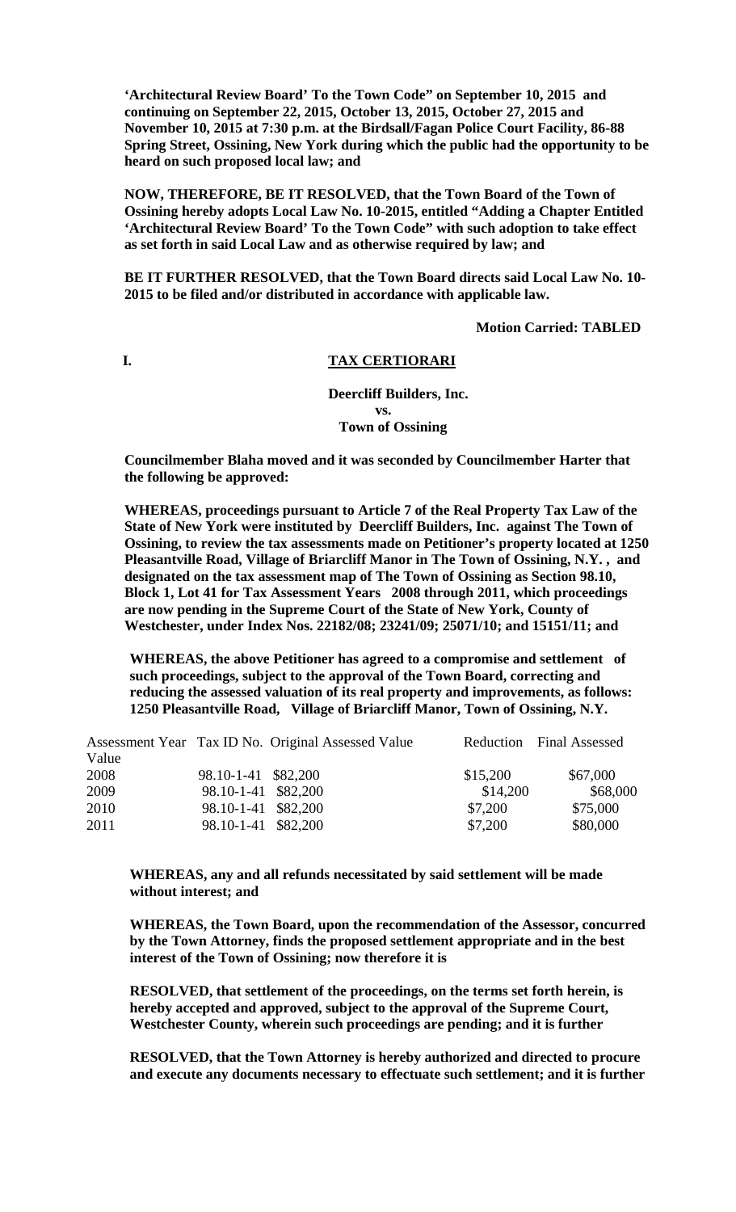**'Architectural Review Board' To the Town Code" on September 10, 2015 and continuing on September 22, 2015, October 13, 2015, October 27, 2015 and November 10, 2015 at 7:30 p.m. at the Birdsall/Fagan Police Court Facility, 86-88 Spring Street, Ossining, New York during which the public had the opportunity to be heard on such proposed local law; and**

**NOW, THEREFORE, BE IT RESOLVED, that the Town Board of the Town of Ossining hereby adopts Local Law No. 10-2015, entitled "Adding a Chapter Entitled 'Architectural Review Board' To the Town Code" with such adoption to take effect as set forth in said Local Law and as otherwise required by law; and**

**BE IT FURTHER RESOLVED, that the Town Board directs said Local Law No. 10-2015 to be filed and/or distributed in accordance with applicable law.**

**Motion Carried: TABLED**

## I. TAX CERTIORARI

**Deercliff Builders, Inc.**
**vs.**
**Town of Ossining**

**Councilmember Blaha moved and it was seconded by Councilmember Harter that the following be approved:**

**WHEREAS, proceedings pursuant to Article 7 of the Real Property Tax Law of the State of New York were instituted by Deercliff Builders, Inc. against The Town of Ossining, to review the tax assessments made on Petitioner's property located at 1250 Pleasantville Road, Village of Briarcliff Manor in The Town of Ossining, N.Y. , and designated on the tax assessment map of The Town of Ossining as Section 98.10, Block 1, Lot 41 for Tax Assessment Years 2008 through 2011, which proceedings are now pending in the Supreme Court of the State of New York, County of Westchester, under Index Nos. 22182/08; 23241/09; 25071/10; and 15151/11; and**

**WHEREAS, the above Petitioner has agreed to a compromise and settlement of such proceedings, subject to the approval of the Town Board, correcting and reducing the assessed valuation of its real property and improvements, as follows: 1250 Pleasantville Road, Village of Briarcliff Manor, Town of Ossining, N.Y.**

| Assessment Year | Tax ID No. | Original Assessed Value | Reduction | Final Assessed Value |
|---|---|---|---|---|
| 2008 | 98.10-1-41 | $82,200 | $15,200 | $67,000 |
| 2009 | 98.10-1-41 | $82,200 | $14,200 | $68,000 |
| 2010 | 98.10-1-41 | $82,200 | $7,200 | $75,000 |
| 2011 | 98.10-1-41 | $82,200 | $7,200 | $80,000 |

**WHEREAS, any and all refunds necessitated by said settlement will be made without interest; and**

**WHEREAS, the Town Board, upon the recommendation of the Assessor, concurred by the Town Attorney, finds the proposed settlement appropriate and in the best interest of the Town of Ossining; now therefore it is**

**RESOLVED, that settlement of the proceedings, on the terms set forth herein, is hereby accepted and approved, subject to the approval of the Supreme Court, Westchester County, wherein such proceedings are pending; and it is further**

**RESOLVED, that the Town Attorney is hereby authorized and directed to procure and execute any documents necessary to effectuate such settlement; and it is further**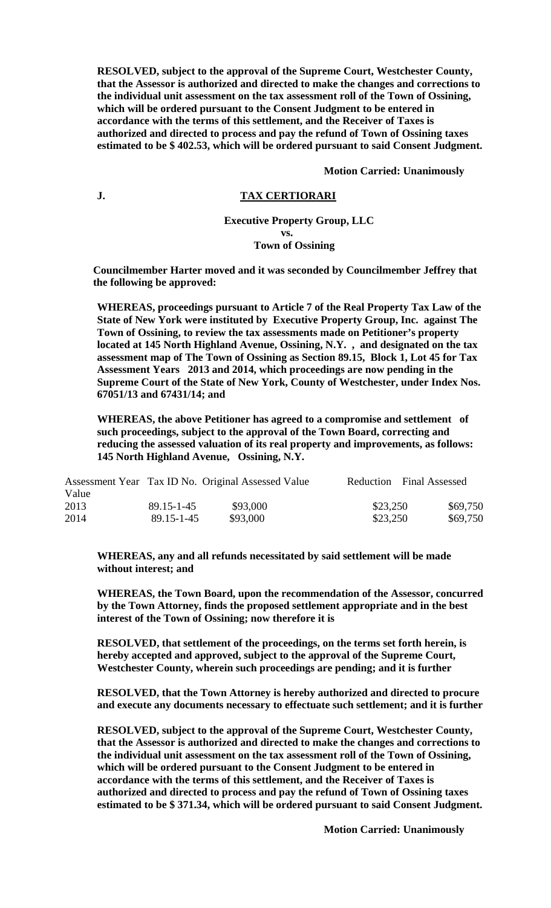**RESOLVED, subject to the approval of the Supreme Court, Westchester County, that the Assessor is authorized and directed to make the changes and corrections to the individual unit assessment on the tax assessment roll of the Town of Ossining, which will be ordered pursuant to the Consent Judgment to be entered in accordance with the terms of this settlement, and the Receiver of Taxes is authorized and directed to process and pay the refund of Town of Ossining taxes estimated to be $ 402.53, which will be ordered pursuant to said Consent Judgment.**

**Motion Carried: Unanimously**

## J. TAX CERTIORARI

**Executive Property Group, LLC**
**vs.**
**Town of Ossining**

**Councilmember Harter moved and it was seconded by Councilmember Jeffrey that the following be approved:**

**WHEREAS, proceedings pursuant to Article 7 of the Real Property Tax Law of the State of New York were instituted by Executive Property Group, Inc. against The Town of Ossining, to review the tax assessments made on Petitioner's property located at 145 North Highland Avenue, Ossining, N.Y. , and designated on the tax assessment map of The Town of Ossining as Section 89.15, Block 1, Lot 45 for Tax Assessment Years 2013 and 2014, which proceedings are now pending in the Supreme Court of the State of New York, County of Westchester, under Index Nos. 67051/13 and 67431/14; and**

**WHEREAS, the above Petitioner has agreed to a compromise and settlement of such proceedings, subject to the approval of the Town Board, correcting and reducing the assessed valuation of its real property and improvements, as follows: 145 North Highland Avenue, Ossining, N.Y.**

| Assessment Year | Tax ID No. | Original Assessed Value | Reduction | Final Assessed Value |
|---|---|---|---|---|
| 2013 | 89.15-1-45 | $93,000 | $23,250 | $69,750 |
| 2014 | 89.15-1-45 | $93,000 | $23,250 | $69,750 |

**WHEREAS, any and all refunds necessitated by said settlement will be made without interest; and**

**WHEREAS, the Town Board, upon the recommendation of the Assessor, concurred by the Town Attorney, finds the proposed settlement appropriate and in the best interest of the Town of Ossining; now therefore it is**

**RESOLVED, that settlement of the proceedings, on the terms set forth herein, is hereby accepted and approved, subject to the approval of the Supreme Court, Westchester County, wherein such proceedings are pending; and it is further**

**RESOLVED, that the Town Attorney is hereby authorized and directed to procure and execute any documents necessary to effectuate such settlement; and it is further**

**RESOLVED, subject to the approval of the Supreme Court, Westchester County, that the Assessor is authorized and directed to make the changes and corrections to the individual unit assessment on the tax assessment roll of the Town of Ossining, which will be ordered pursuant to the Consent Judgment to be entered in accordance with the terms of this settlement, and the Receiver of Taxes is authorized and directed to process and pay the refund of Town of Ossining taxes estimated to be $ 371.34, which will be ordered pursuant to said Consent Judgment.**

**Motion Carried: Unanimously**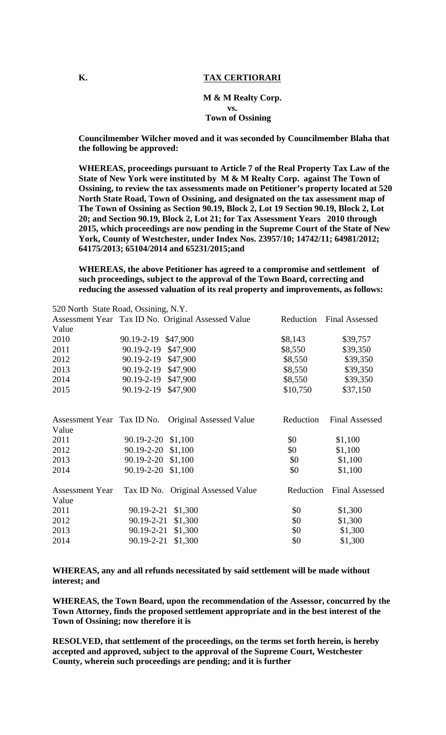**K. TAX CERTIORARI**

**M & M Realty Corp.**
**vs.**
**Town of Ossining**

**Councilmember Wilcher moved and it was seconded by Councilmember Blaha that the following be approved:**

**WHEREAS, proceedings pursuant to Article 7 of the Real Property Tax Law of the State of New York were instituted by M & M Realty Corp. against The Town of Ossining, to review the tax assessments made on Petitioner's property located at 520 North State Road, Town of Ossining, and designated on the tax assessment map of The Town of Ossining as Section 90.19, Block 2, Lot 19 Section 90.19, Block 2, Lot 20; and Section 90.19, Block 2, Lot 21; for Tax Assessment Years 2010 through 2015, which proceedings are now pending in the Supreme Court of the State of New York, County of Westchester, under Index Nos. 23957/10; 14742/11; 64981/2012; 64175/2013; 65104/2014 and 65231/2015;and**

**WHEREAS, the above Petitioner has agreed to a compromise and settlement of such proceedings, subject to the approval of the Town Board, correcting and reducing the assessed valuation of its real property and improvements, as follows:**

520 North State Road, Ossining, N.Y.

| Assessment Year | Tax ID No. | Original Assessed Value | Reduction | Final Assessed Value |
|---|---|---|---|---|
| 2010 | 90.19-2-19 | $47,900 | $8,143 | $39,757 |
| 2011 | 90.19-2-19 | $47,900 | $8,550 | $39,350 |
| 2012 | 90.19-2-19 | $47,900 | $8,550 | $39,350 |
| 2013 | 90.19-2-19 | $47,900 | $8,550 | $39,350 |
| 2014 | 90.19-2-19 | $47,900 | $8,550 | $39,350 |
| 2015 | 90.19-2-19 | $47,900 | $10,750 | $37,150 |

| Assessment Year | Tax ID No. | Original Assessed Value | Reduction | Final Assessed Value |
|---|---|---|---|---|
| 2011 | 90.19-2-20 | $1,100 | $0 | $1,100 |
| 2012 | 90.19-2-20 | $1,100 | $0 | $1,100 |
| 2013 | 90.19-2-20 | $1,100 | $0 | $1,100 |
| 2014 | 90.19-2-20 | $1,100 | $0 | $1,100 |

| Assessment Year | Tax ID No. | Original Assessed Value | Reduction | Final Assessed Value |
|---|---|---|---|---|
| 2011 | 90.19-2-21 | $1,300 | $0 | $1,300 |
| 2012 | 90.19-2-21 | $1,300 | $0 | $1,300 |
| 2013 | 90.19-2-21 | $1,300 | $0 | $1,300 |
| 2014 | 90.19-2-21 | $1,300 | $0 | $1,300 |

**WHEREAS, any and all refunds necessitated by said settlement will be made without interest; and**

**WHEREAS, the Town Board, upon the recommendation of the Assessor, concurred by the Town Attorney, finds the proposed settlement appropriate and in the best interest of the Town of Ossining; now therefore it is**

**RESOLVED, that settlement of the proceedings, on the terms set forth herein, is hereby accepted and approved, subject to the approval of the Supreme Court, Westchester County, wherein such proceedings are pending; and it is further**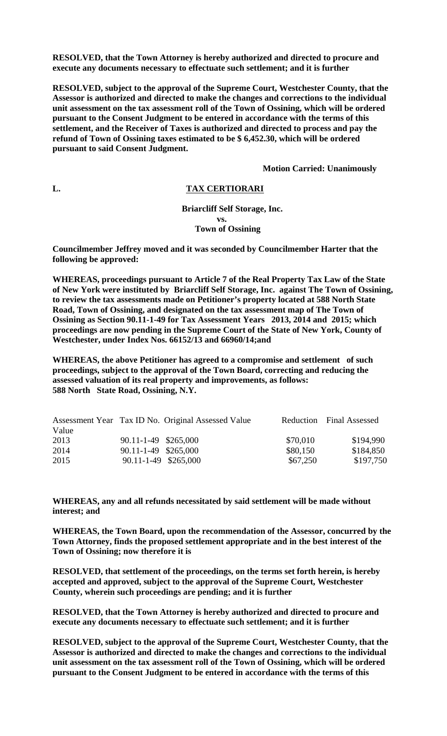**RESOLVED, that the Town Attorney is hereby authorized and directed to procure and execute any documents necessary to effectuate such settlement; and it is further**

**RESOLVED, subject to the approval of the Supreme Court, Westchester County, that the Assessor is authorized and directed to make the changes and corrections to the individual unit assessment on the tax assessment roll of the Town of Ossining, which will be ordered pursuant to the Consent Judgment to be entered in accordance with the terms of this settlement, and the Receiver of Taxes is authorized and directed to process and pay the refund of Town of Ossining taxes estimated to be $ 6,452.30, which will be ordered pursuant to said Consent Judgment.**

**Motion Carried: Unanimously**

**L. TAX CERTIORARI**

**Briarcliff Self Storage, Inc.**
**vs.**
**Town of Ossining**

**Councilmember Jeffrey moved and it was seconded by Councilmember Harter that the following be approved:**

**WHEREAS, proceedings pursuant to Article 7 of the Real Property Tax Law of the State of New York were instituted by Briarcliff Self Storage, Inc. against The Town of Ossining, to review the tax assessments made on Petitioner's property located at 588 North State Road, Town of Ossining, and designated on the tax assessment map of The Town of Ossining as Section 90.11-1-49 for Tax Assessment Years 2013, 2014 and 2015; which proceedings are now pending in the Supreme Court of the State of New York, County of Westchester, under Index Nos. 66152/13 and 66960/14;and**

**WHEREAS, the above Petitioner has agreed to a compromise and settlement of such proceedings, subject to the approval of the Town Board, correcting and reducing the assessed valuation of its real property and improvements, as follows:**
**588 North State Road, Ossining, N.Y.**

| Assessment Year | Tax ID No. | Original Assessed Value | Reduction | Final Assessed Value |
|---|---|---|---|---|
| 2013 | 90.11-1-49 | $265,000 | $70,010 | $194,990 |
| 2014 | 90.11-1-49 | $265,000 | $80,150 | $184,850 |
| 2015 | 90.11-1-49 | $265,000 | $67,250 | $197,750 |

**WHEREAS, any and all refunds necessitated by said settlement will be made without interest; and**

**WHEREAS, the Town Board, upon the recommendation of the Assessor, concurred by the Town Attorney, finds the proposed settlement appropriate and in the best interest of the Town of Ossining; now therefore it is**

**RESOLVED, that settlement of the proceedings, on the terms set forth herein, is hereby accepted and approved, subject to the approval of the Supreme Court, Westchester County, wherein such proceedings are pending; and it is further**

**RESOLVED, that the Town Attorney is hereby authorized and directed to procure and execute any documents necessary to effectuate such settlement; and it is further**

**RESOLVED, subject to the approval of the Supreme Court, Westchester County, that the Assessor is authorized and directed to make the changes and corrections to the individual unit assessment on the tax assessment roll of the Town of Ossining, which will be ordered pursuant to the Consent Judgment to be entered in accordance with the terms of this**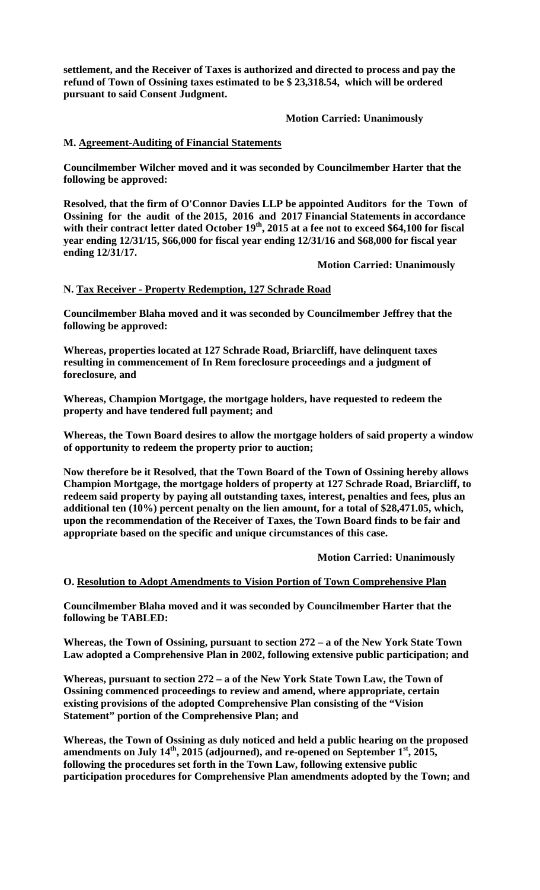**settlement, and the Receiver of Taxes is authorized and directed to process and pay the refund of Town of Ossining taxes estimated to be $ 23,318.54, which will be ordered pursuant to said Consent Judgment.**

**Motion Carried: Unanimously**

**M. <u>Agreement-Auditing of Financial Statements</u>**

**Councilmember Wilcher moved and it was seconded by Councilmember Harter that the following be approved:**

**Resolved, that the firm of O'Connor Davies LLP be appointed Auditors for the Town of Ossining for the audit of the 2015, 2016 and 2017 Financial Statements in accordance with their contract letter dated October 19th, 2015 at a fee not to exceed $64,100 for fiscal year ending 12/31/15, $66,000 for fiscal year ending 12/31/16 and $68,000 for fiscal year ending 12/31/17.**

**Motion Carried: Unanimously**

**N. <u>Tax Receiver - Property Redemption, 127 Schrade Road</u>**

**Councilmember Blaha moved and it was seconded by Councilmember Jeffrey that the following be approved:**

**Whereas, properties located at 127 Schrade Road, Briarcliff, have delinquent taxes resulting in commencement of In Rem foreclosure proceedings and a judgment of foreclosure, and**

**Whereas, Champion Mortgage, the mortgage holders, have requested to redeem the property and have tendered full payment; and**

**Whereas, the Town Board desires to allow the mortgage holders of said property a window of opportunity to redeem the property prior to auction;**

**Now therefore be it Resolved, that the Town Board of the Town of Ossining hereby allows Champion Mortgage, the mortgage holders of property at 127 Schrade Road, Briarcliff, to redeem said property by paying all outstanding taxes, interest, penalties and fees, plus an additional ten (10%) percent penalty on the lien amount, for a total of $28,471.05, which, upon the recommendation of the Receiver of Taxes, the Town Board finds to be fair and appropriate based on the specific and unique circumstances of this case.**

**Motion Carried: Unanimously**

**O. <u>Resolution to Adopt Amendments to Vision Portion of Town Comprehensive Plan</u>**

**Councilmember Blaha moved and it was seconded by Councilmember Harter that the following be TABLED:**

**Whereas, the Town of Ossining, pursuant to section 272 – a of the New York State Town Law adopted a Comprehensive Plan in 2002, following extensive public participation; and**

**Whereas, pursuant to section 272 – a of the New York State Town Law, the Town of Ossining commenced proceedings to review and amend, where appropriate, certain existing provisions of the adopted Comprehensive Plan consisting of the "Vision Statement" portion of the Comprehensive Plan; and**

**Whereas, the Town of Ossining as duly noticed and held a public hearing on the proposed amendments on July 14th, 2015 (adjourned), and re-opened on September 1st, 2015, following the procedures set forth in the Town Law, following extensive public participation procedures for Comprehensive Plan amendments adopted by the Town; and**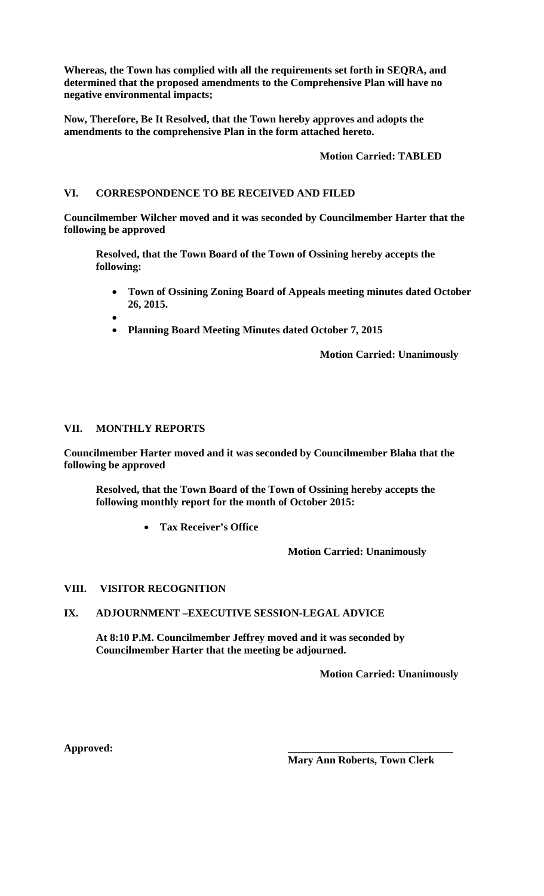**Whereas, the Town has complied with all the requirements set forth in SEQRA, and determined that the proposed amendments to the Comprehensive Plan will have no negative environmental impacts;**

**Now, Therefore, Be It Resolved, that the Town hereby approves and adopts the amendments to the comprehensive Plan in the form attached hereto.**

**Motion Carried: TABLED**

## VI. CORRESPONDENCE TO BE RECEIVED AND FILED

**Councilmember Wilcher moved and it was seconded by Councilmember Harter that the following be approved**

**Resolved, that the Town Board of the Town of Ossining hereby accepts the following:**

- **Town of Ossining Zoning Board of Appeals meeting minutes dated October 26, 2015.**
- 
- **Planning Board Meeting Minutes dated October 7, 2015**

**Motion Carried: Unanimously**

## VII. MONTHLY REPORTS

**Councilmember Harter moved and it was seconded by Councilmember Blaha that the following be approved**

**Resolved, that the Town Board of the Town of Ossining hereby accepts the following monthly report for the month of October 2015:**

- **Tax Receiver's Office**

**Motion Carried: Unanimously**

## VIII. VISITOR RECOGNITION

## IX. ADJOURNMENT –EXECUTIVE SESSION-LEGAL ADVICE

**At 8:10 P.M. Councilmember Jeffrey moved and it was seconded by Councilmember Harter that the meeting be adjourned.**

**Motion Carried: Unanimously**

**Approved:** \_\_\_\_\_\_\_\_\_\_\_\_\_\_\_\_\_\_\_\_\_\_\_\_\_\_\_\_\_\_\_

**Mary Ann Roberts, Town Clerk**